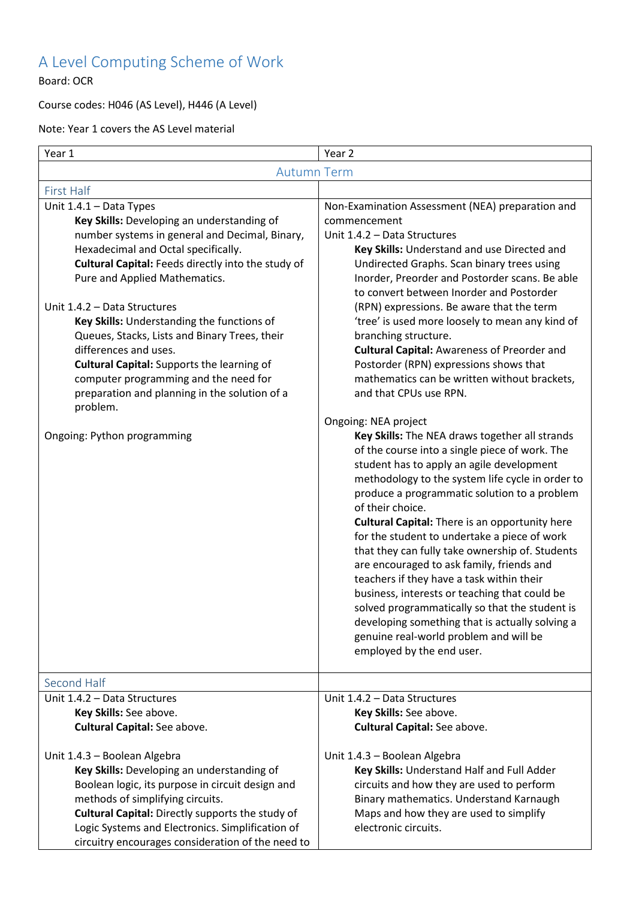# A Level Computing Scheme of Work

Board: OCR

Course codes: H046 (AS Level), H446 (A Level)

Note: Year 1 covers the AS Level material

| Year 1 | Year 2 |
|---|---|
| **Autumn Term** | |
| **First Half** | |
| Unit 1.4.1 – Data Types<br>**Key Skills:** Developing an understanding of number systems in general and Decimal, Binary, Hexadecimal and Octal specifically.<br>**Cultural Capital:** Feeds directly into the study of Pure and Applied Mathematics.<br><br>Unit 1.4.2 – Data Structures<br>**Key Skills:** Understanding the functions of Queues, Stacks, Lists and Binary Trees, their differences and uses.<br>**Cultural Capital:** Supports the learning of computer programming and the need for preparation and planning in the solution of a problem.<br><br>Ongoing: Python programming | Non-Examination Assessment (NEA) preparation and commencement<br>Unit 1.4.2 – Data Structures<br>**Key Skills:** Understand and use Directed and Undirected Graphs. Scan binary trees using Inorder, Preorder and Postorder scans. Be able to convert between Inorder and Postorder (RPN) expressions. Be aware that the term 'tree' is used more loosely to mean any kind of branching structure.<br>**Cultural Capital:** Awareness of Preorder and Postorder (RPN) expressions shows that mathematics can be written without brackets, and that CPUs use RPN.<br><br>Ongoing: NEA project<br>**Key Skills:** The NEA draws together all strands of the course into a single piece of work. The student has to apply an agile development methodology to the system life cycle in order to produce a programmatic solution to a problem of their choice.<br>**Cultural Capital:** There is an opportunity here for the student to undertake a piece of work that they can fully take ownership of. Students are encouraged to ask family, friends and teachers if they have a task within their business, interests or teaching that could be solved programmatically so that the student is developing something that is actually solving a genuine real-world problem and will be employed by the end user. |
| **Second Half** | |
| Unit 1.4.2 – Data Structures<br>**Key Skills:** See above.<br>**Cultural Capital:** See above.<br><br>Unit 1.4.3 – Boolean Algebra<br>**Key Skills:** Developing an understanding of Boolean logic, its purpose in circuit design and methods of simplifying circuits.<br>**Cultural Capital:** Directly supports the study of Logic Systems and Electronics. Simplification of circuitry encourages consideration of the need to | Unit 1.4.2 – Data Structures<br>**Key Skills:** See above.<br>**Cultural Capital:** See above.<br><br>Unit 1.4.3 – Boolean Algebra<br>**Key Skills:** Understand Half and Full Adder circuits and how they are used to perform Binary mathematics. Understand Karnaugh Maps and how they are used to simplify electronic circuits. |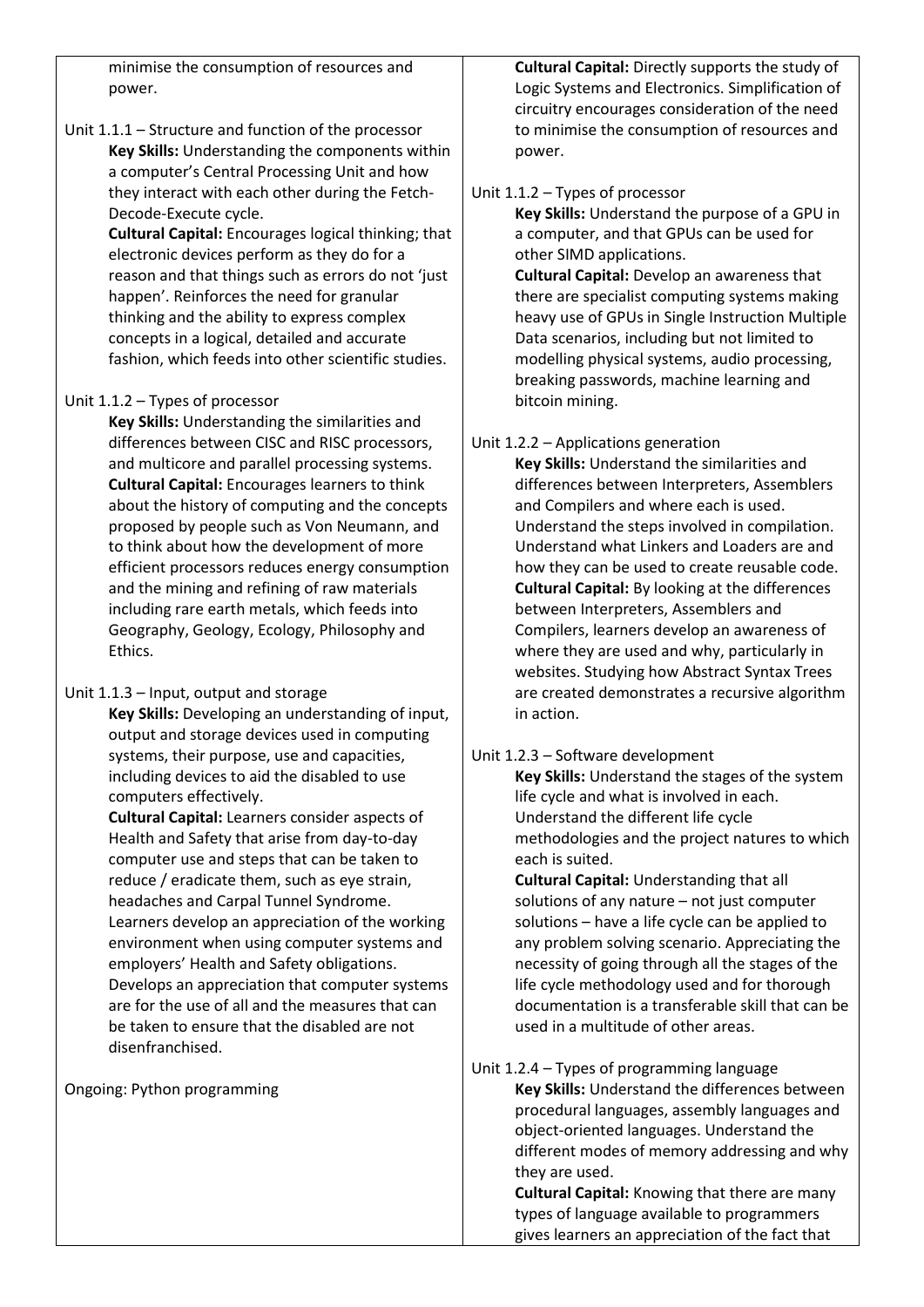minimise the consumption of resources and power.

Unit 1.1.1 – Structure and function of the processor

**Key Skills:** Understanding the components within a computer's Central Processing Unit and how they interact with each other during the Fetch-Decode-Execute cycle.

**Cultural Capital:** Encourages logical thinking; that electronic devices perform as they do for a reason and that things such as errors do not 'just happen'. Reinforces the need for granular thinking and the ability to express complex concepts in a logical, detailed and accurate fashion, which feeds into other scientific studies.

Unit 1.1.2 – Types of processor

**Key Skills:** Understanding the similarities and differences between CISC and RISC processors, and multicore and parallel processing systems.

**Cultural Capital:** Encourages learners to think about the history of computing and the concepts proposed by people such as Von Neumann, and to think about how the development of more efficient processors reduces energy consumption and the mining and refining of raw materials including rare earth metals, which feeds into Geography, Geology, Ecology, Philosophy and Ethics.

Unit 1.1.3 – Input, output and storage

**Key Skills:** Developing an understanding of input, output and storage devices used in computing systems, their purpose, use and capacities, including devices to aid the disabled to use computers effectively.

**Cultural Capital:** Learners consider aspects of Health and Safety that arise from day-to-day computer use and steps that can be taken to reduce / eradicate them, such as eye strain, headaches and Carpal Tunnel Syndrome. Learners develop an appreciation of the working environment when using computer systems and employers' Health and Safety obligations. Develops an appreciation that computer systems are for the use of all and the measures that can be taken to ensure that the disabled are not disenfranchised.

Ongoing: Python programming

**Cultural Capital:** Directly supports the study of Logic Systems and Electronics. Simplification of circuitry encourages consideration of the need to minimise the consumption of resources and power.

Unit 1.1.2 – Types of processor

**Key Skills:** Understand the purpose of a GPU in a computer, and that GPUs can be used for other SIMD applications.

**Cultural Capital:** Develop an awareness that there are specialist computing systems making heavy use of GPUs in Single Instruction Multiple Data scenarios, including but not limited to modelling physical systems, audio processing, breaking passwords, machine learning and bitcoin mining.

Unit 1.2.2 – Applications generation

**Key Skills:** Understand the similarities and differences between Interpreters, Assemblers and Compilers and where each is used. Understand the steps involved in compilation. Understand what Linkers and Loaders are and how they can be used to create reusable code.

**Cultural Capital:** By looking at the differences between Interpreters, Assemblers and Compilers, learners develop an awareness of where they are used and why, particularly in websites. Studying how Abstract Syntax Trees are created demonstrates a recursive algorithm in action.

Unit 1.2.3 – Software development

**Key Skills:** Understand the stages of the system life cycle and what is involved in each. Understand the different life cycle methodologies and the project natures to which each is suited.

**Cultural Capital:** Understanding that all solutions of any nature – not just computer solutions – have a life cycle can be applied to any problem solving scenario. Appreciating the necessity of going through all the stages of the life cycle methodology used and for thorough documentation is a transferable skill that can be used in a multitude of other areas.

Unit 1.2.4 – Types of programming language

**Key Skills:** Understand the differences between procedural languages, assembly languages and object-oriented languages. Understand the different modes of memory addressing and why they are used.

**Cultural Capital:** Knowing that there are many types of language available to programmers gives learners an appreciation of the fact that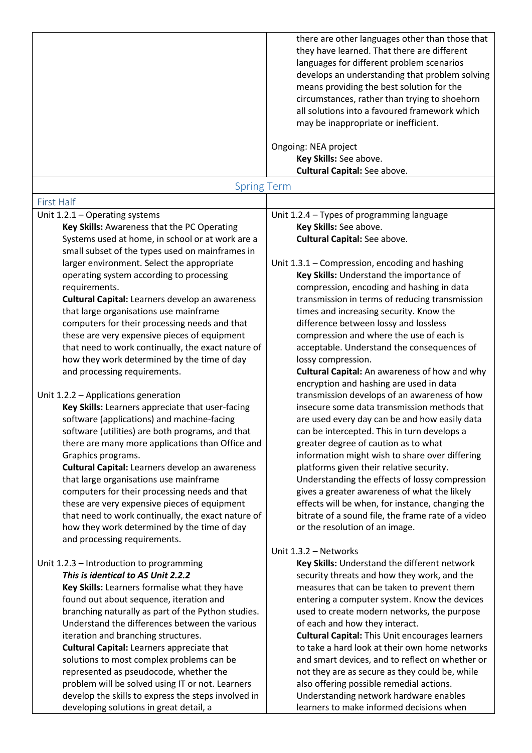| | |
|---|---|
| | there are other languages other than those that they have learned. That there are different languages for different problem scenarios develops an understanding that problem solving means providing the best solution for the circumstances, rather than trying to shoehorn all solutions into a favoured framework which may be inappropriate or inefficient.<br><br>Ongoing: NEA project<br>**Key Skills:** See above.<br>**Cultural Capital:** See above. |
| **Spring Term** | |
| First Half | |
| Unit 1.2.1 – Operating systems<br>**Key Skills:** Awareness that the PC Operating Systems used at home, in school or at work are a small subset of the types used on mainframes in larger environment. Select the appropriate operating system according to processing requirements.<br>**Cultural Capital:** Learners develop an awareness that large organisations use mainframe computers for their processing needs and that these are very expensive pieces of equipment that need to work continually, the exact nature of how they work determined by the time of day and processing requirements.<br><br>Unit 1.2.2 – Applications generation<br>**Key Skills:** Learners appreciate that user-facing software (applications) and machine-facing software (utilities) are both programs, and that there are many more applications than Office and Graphics programs.<br>**Cultural Capital:** Learners develop an awareness that large organisations use mainframe computers for their processing needs and that these are very expensive pieces of equipment that need to work continually, the exact nature of how they work determined by the time of day and processing requirements.<br><br>Unit 1.2.3 – Introduction to programming<br>***This is identical to AS Unit 2.2.2***<br>**Key Skills:** Learners formalise what they have found out about sequence, iteration and branching naturally as part of the Python studies. Understand the differences between the various iteration and branching structures.<br>**Cultural Capital:** Learners appreciate that solutions to most complex problems can be represented as pseudocode, whether the problem will be solved using IT or not. Learners develop the skills to express the steps involved in developing solutions in great detail, a | Unit 1.2.4 – Types of programming language<br>**Key Skills:** See above.<br>**Cultural Capital:** See above.<br><br>Unit 1.3.1 – Compression, encoding and hashing<br>**Key Skills:** Understand the importance of compression, encoding and hashing in data transmission in terms of reducing transmission times and increasing security. Know the difference between lossy and lossless compression and where the use of each is acceptable. Understand the consequences of lossy compression.<br>**Cultural Capital:** An awareness of how and why encryption and hashing are used in data transmission develops of an awareness of how insecure some data transmission methods that are used every day can be and how easily data can be intercepted. This in turn develops a greater degree of caution as to what information might wish to share over differing platforms given their relative security. Understanding the effects of lossy compression gives a greater awareness of what the likely effects will be when, for instance, changing the bitrate of a sound file, the frame rate of a video or the resolution of an image.<br><br>Unit 1.3.2 – Networks<br>**Key Skills:** Understand the different network security threats and how they work, and the measures that can be taken to prevent them entering a computer system. Know the devices used to create modern networks, the purpose of each and how they interact.<br>**Cultural Capital:** This Unit encourages learners to take a hard look at their own home networks and smart devices, and to reflect on whether or not they are as secure as they could be, while also offering possible remedial actions. Understanding network hardware enables learners to make informed decisions when |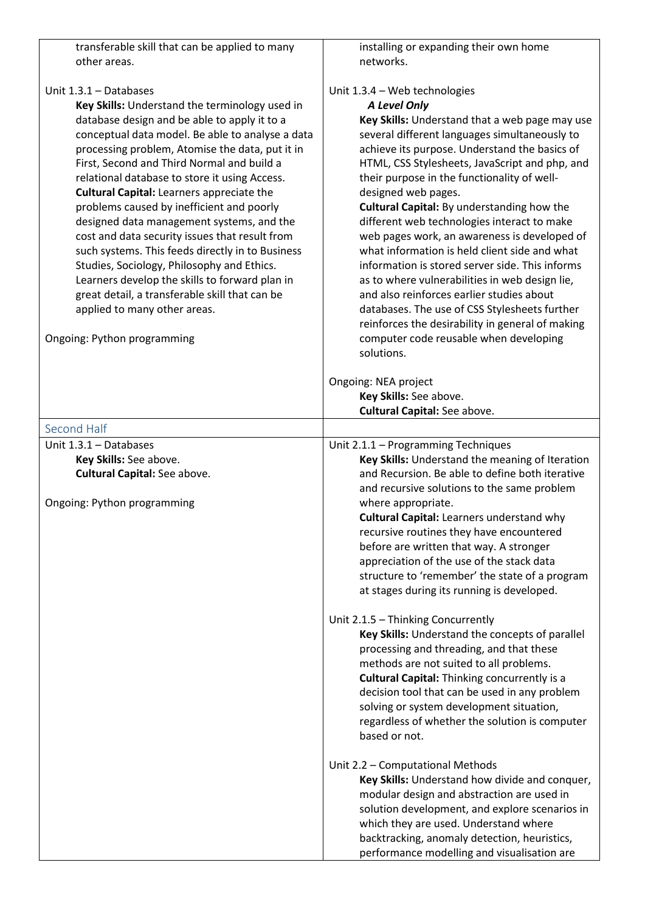| | |
|---|---|
| transferable skill that can be applied to many other areas.<br><br>Unit 1.3.1 – Databases<br>**Key Skills:** Understand the terminology used in database design and be able to apply it to a conceptual data model. Be able to analyse a data processing problem, Atomise the data, put it in First, Second and Third Normal and build a relational database to store it using Access.<br>**Cultural Capital:** Learners appreciate the problems caused by inefficient and poorly designed data management systems, and the cost and data security issues that result from such systems. This feeds directly in to Business Studies, Sociology, Philosophy and Ethics. Learners develop the skills to forward plan in great detail, a transferable skill that can be applied to many other areas.<br><br>Ongoing: Python programming | installing or expanding their own home networks.<br><br>Unit 1.3.4 – Web technologies<br>***A Level Only***<br>**Key Skills:** Understand that a web page may use several different languages simultaneously to achieve its purpose. Understand the basics of HTML, CSS Stylesheets, JavaScript and php, and their purpose in the functionality of well-designed web pages.<br>**Cultural Capital:** By understanding how the different web technologies interact to make web pages work, an awareness is developed of what information is held client side and what information is stored server side. This informs as to where vulnerabilities in web design lie, and also reinforces earlier studies about databases. The use of CSS Stylesheets further reinforces the desirability in general of making computer code reusable when developing solutions.<br><br>Ongoing: NEA project<br>**Key Skills:** See above.<br>**Cultural Capital:** See above. |
| Second Half | |
| Unit 1.3.1 – Databases<br>**Key Skills:** See above.<br>**Cultural Capital:** See above.<br><br>Ongoing: Python programming | Unit 2.1.1 – Programming Techniques<br>**Key Skills:** Understand the meaning of Iteration and Recursion. Be able to define both iterative and recursive solutions to the same problem where appropriate.<br>**Cultural Capital:** Learners understand why recursive routines they have encountered before are written that way. A stronger appreciation of the use of the stack data structure to 'remember' the state of a program at stages during its running is developed.<br><br>Unit 2.1.5 – Thinking Concurrently<br>**Key Skills:** Understand the concepts of parallel processing and threading, and that these methods are not suited to all problems.<br>**Cultural Capital:** Thinking concurrently is a decision tool that can be used in any problem solving or system development situation, regardless of whether the solution is computer based or not.<br><br>Unit 2.2 – Computational Methods<br>**Key Skills:** Understand how divide and conquer, modular design and abstraction are used in solution development, and explore scenarios in which they are used. Understand where backtracking, anomaly detection, heuristics, performance modelling and visualisation are |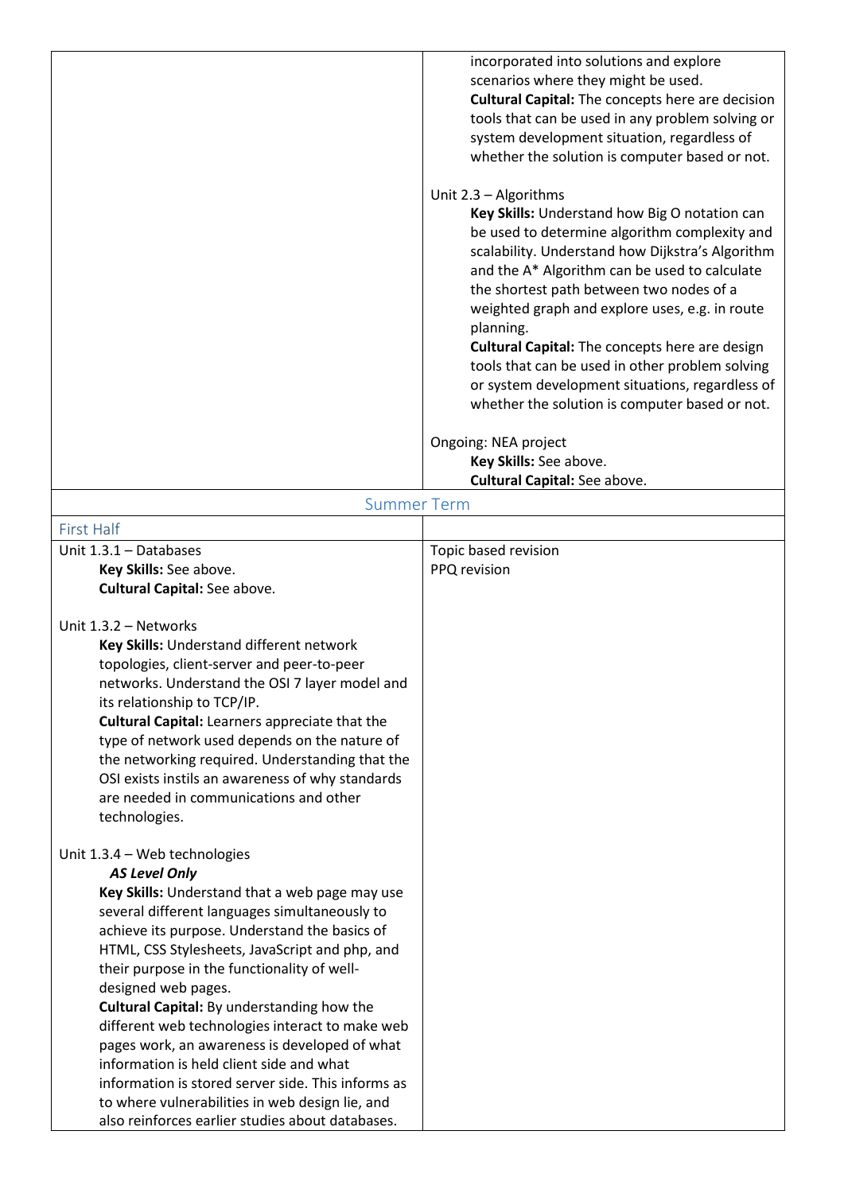| | |
|---|---|
| | incorporated into solutions and explore scenarios where they might be used.<br>**Cultural Capital:** The concepts here are decision tools that can be used in any problem solving or system development situation, regardless of whether the solution is computer based or not.<br><br>Unit 2.3 – Algorithms<br>**Key Skills:** Understand how Big O notation can be used to determine algorithm complexity and scalability. Understand how Dijkstra's Algorithm and the A* Algorithm can be used to calculate the shortest path between two nodes of a weighted graph and explore uses, e.g. in route planning.<br>**Cultural Capital:** The concepts here are design tools that can be used in other problem solving or system development situations, regardless of whether the solution is computer based or not.<br><br>Ongoing: NEA project<br>**Key Skills:** See above.<br>**Cultural Capital:** See above. |
| **Summer Term** | |
| First Half | |
| Unit 1.3.1 – Databases<br>**Key Skills:** See above.<br>**Cultural Capital:** See above.<br><br>Unit 1.3.2 – Networks<br>**Key Skills:** Understand different network topologies, client-server and peer-to-peer networks. Understand the OSI 7 layer model and its relationship to TCP/IP.<br>**Cultural Capital:** Learners appreciate that the type of network used depends on the nature of the networking required. Understanding that the OSI exists instils an awareness of why standards are needed in communications and other technologies.<br><br>Unit 1.3.4 – Web technologies<br>***AS Level Only***<br>**Key Skills:** Understand that a web page may use several different languages simultaneously to achieve its purpose. Understand the basics of HTML, CSS Stylesheets, JavaScript and php, and their purpose in the functionality of well-designed web pages.<br>**Cultural Capital:** By understanding how the different web technologies interact to make web pages work, an awareness is developed of what information is held client side and what information is stored server side. This informs as to where vulnerabilities in web design lie, and also reinforces earlier studies about databases. | Topic based revision<br>PPQ revision |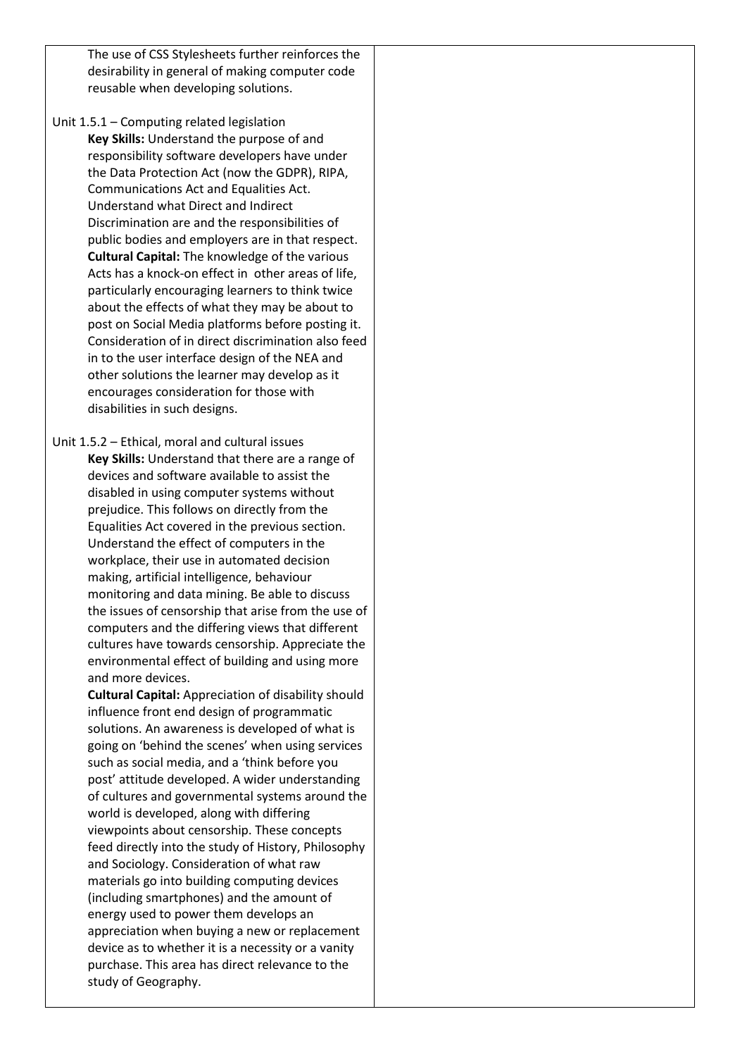| | |
|---|---|
| The use of CSS Stylesheets further reinforces the desirability in general of making computer code reusable when developing solutions.<br><br>Unit 1.5.1 – Computing related legislation<br>**Key Skills:** Understand the purpose of and responsibility software developers have under the Data Protection Act (now the GDPR), RIPA, Communications Act and Equalities Act. Understand what Direct and Indirect Discrimination are and the responsibilities of public bodies and employers are in that respect.<br>**Cultural Capital:** The knowledge of the various Acts has a knock-on effect in other areas of life, particularly encouraging learners to think twice about the effects of what they may be about to post on Social Media platforms before posting it. Consideration of in direct discrimination also feed in to the user interface design of the NEA and other solutions the learner may develop as it encourages consideration for those with disabilities in such designs.<br><br>Unit 1.5.2 – Ethical, moral and cultural issues<br>**Key Skills:** Understand that there are a range of devices and software available to assist the disabled in using computer systems without prejudice. This follows on directly from the Equalities Act covered in the previous section. Understand the effect of computers in the workplace, their use in automated decision making, artificial intelligence, behaviour monitoring and data mining. Be able to discuss the issues of censorship that arise from the use of computers and the differing views that different cultures have towards censorship. Appreciate the environmental effect of building and using more and more devices.<br>**Cultural Capital:** Appreciation of disability should influence front end design of programmatic solutions. An awareness is developed of what is going on 'behind the scenes' when using services such as social media, and a 'think before you post' attitude developed. A wider understanding of cultures and governmental systems around the world is developed, along with differing viewpoints about censorship. These concepts feed directly into the study of History, Philosophy and Sociology. Consideration of what raw materials go into building computing devices (including smartphones) and the amount of energy used to power them develops an appreciation when buying a new or replacement device as to whether it is a necessity or a vanity purchase. This area has direct relevance to the study of Geography. | |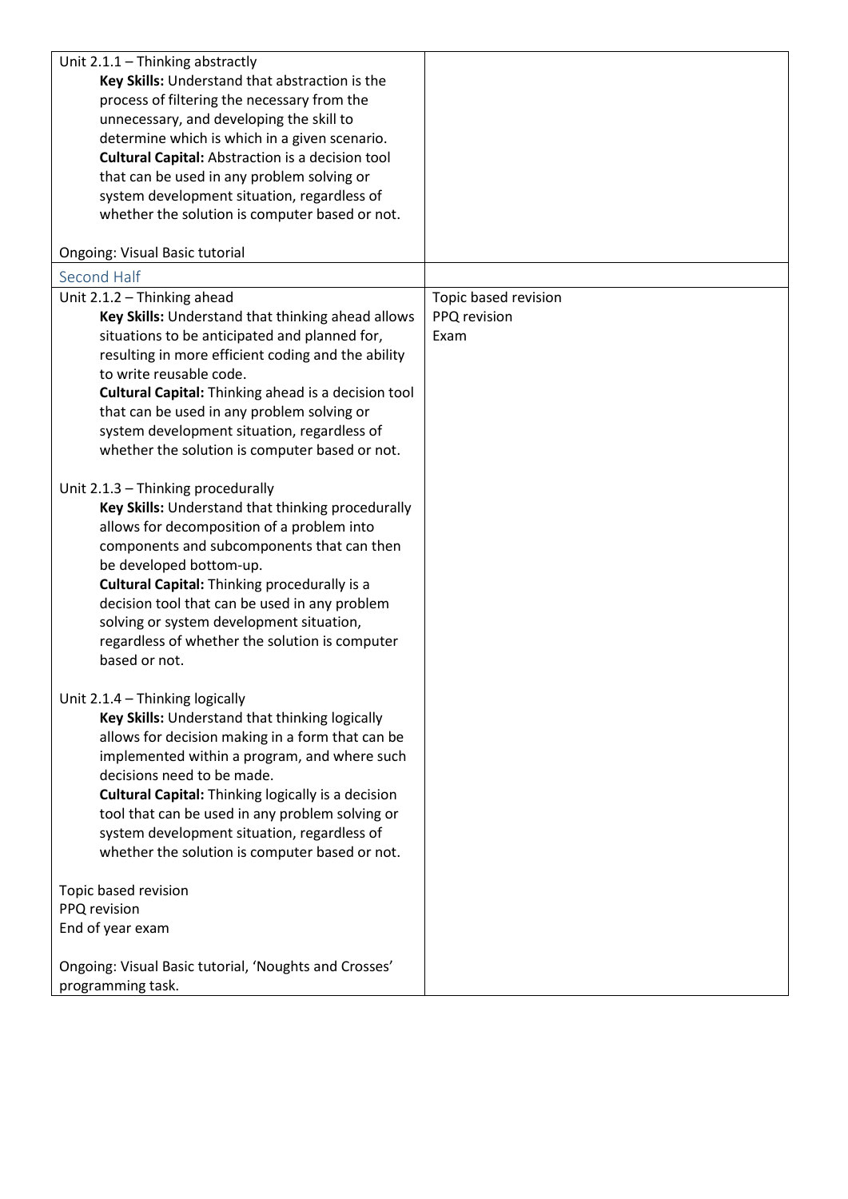| | |
|---|---|
| Unit 2.1.1 – Thinking abstractly<br>**Key Skills:** Understand that abstraction is the process of filtering the necessary from the unnecessary, and developing the skill to determine which is which in a given scenario.<br>**Cultural Capital:** Abstraction is a decision tool that can be used in any problem solving or system development situation, regardless of whether the solution is computer based or not.<br><br>Ongoing: Visual Basic tutorial | |
| Second Half | |
| Unit 2.1.2 – Thinking ahead<br>**Key Skills:** Understand that thinking ahead allows situations to be anticipated and planned for, resulting in more efficient coding and the ability to write reusable code.<br>**Cultural Capital:** Thinking ahead is a decision tool that can be used in any problem solving or system development situation, regardless of whether the solution is computer based or not.<br><br>Unit 2.1.3 – Thinking procedurally<br>**Key Skills:** Understand that thinking procedurally allows for decomposition of a problem into components and subcomponents that can then be developed bottom-up.<br>**Cultural Capital:** Thinking procedurally is a decision tool that can be used in any problem solving or system development situation, regardless of whether the solution is computer based or not.<br><br>Unit 2.1.4 – Thinking logically<br>**Key Skills:** Understand that thinking logically allows for decision making in a form that can be implemented within a program, and where such decisions need to be made.<br>**Cultural Capital:** Thinking logically is a decision tool that can be used in any problem solving or system development situation, regardless of whether the solution is computer based or not.<br><br>Topic based revision<br>PPQ revision<br>End of year exam<br><br>Ongoing: Visual Basic tutorial, 'Noughts and Crosses' programming task. | Topic based revision<br>PPQ revision<br>Exam |